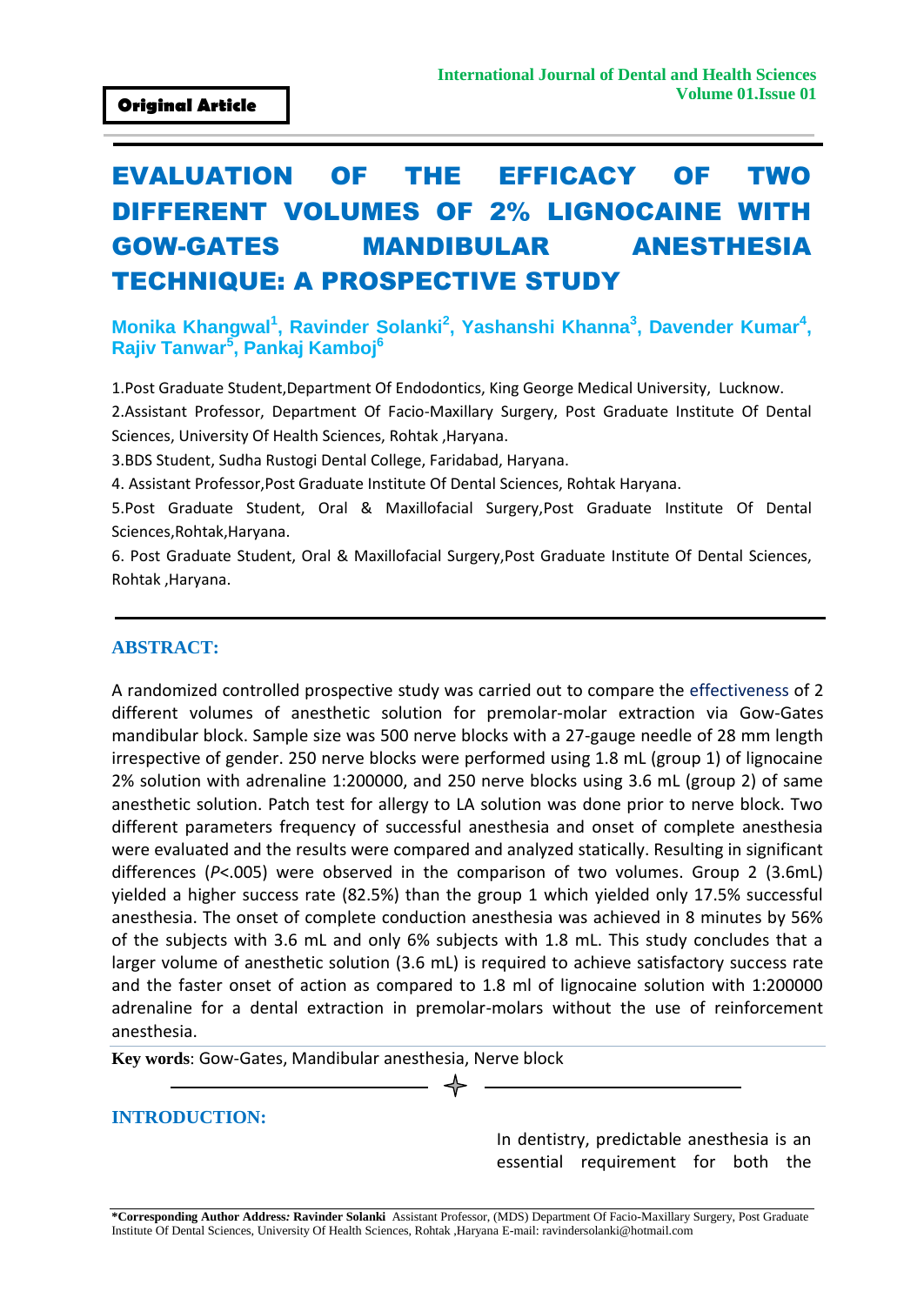**Original Article**

# EVALUATION OF THE EFFICACY OF TWO DIFFERENT VOLUMES OF 2% LIGNOCAINE WITH GOW-GATES MANDIBULAR ANESTHESIA TECHNIQUE: A PROSPECTIVE STUDY

**Monika Khangwal[1], Ravinder Solanki[2], Yashanshi Khanna[3], Davender Kumar[4], Rajiv Tanwar[5], Pankaj Kamboj[6]**

1.Post Graduate Student,Department Of Endodontics, King George Medical University, Lucknow.

2.Assistant Professor, Department Of Facio-Maxillary Surgery, Post Graduate Institute Of Dental Sciences, University Of Health Sciences, Rohtak ,Haryana.

3.BDS Student, Sudha Rustogi Dental College, Faridabad, Haryana.

4. Assistant Professor,Post Graduate Institute Of Dental Sciences, Rohtak Haryana.

5.Post Graduate Student, Oral & Maxillofacial Surgery,Post Graduate Institute Of Dental Sciences,Rohtak,Haryana.

6. Post Graduate Student, Oral & Maxillofacial Surgery,Post Graduate Institute Of Dental Sciences, Rohtak ,Haryana.

## ABSTRACT:

A randomized controlled prospective study was carried out to compare the effectiveness of 2 different volumes of anesthetic solution for premolar-molar extraction via Gow-Gates mandibular block. Sample size was 500 nerve blocks with a 27-gauge needle of 28 mm length irrespective of gender. 250 nerve blocks were performed using 1.8 mL (group 1) of lignocaine 2% solution with adrenaline 1:200000, and 250 nerve blocks using 3.6 mL (group 2) of same anesthetic solution. Patch test for allergy to LA solution was done prior to nerve block. Two different parameters frequency of successful anesthesia and onset of complete anesthesia were evaluated and the results were compared and analyzed statically. Resulting in significant differences (*P*<.005) were observed in the comparison of two volumes. Group 2 (3.6mL) yielded a higher success rate (82.5%) than the group 1 which yielded only 17.5% successful anesthesia. The onset of complete conduction anesthesia was achieved in 8 minutes by 56% of the subjects with 3.6 mL and only 6% subjects with 1.8 mL. This study concludes that a larger volume of anesthetic solution (3.6 mL) is required to achieve satisfactory success rate and the faster onset of action as compared to 1.8 ml of lignocaine solution with 1:200000 adrenaline for a dental extraction in premolar-molars without the use of reinforcement anesthesia.

**Key words**: Gow-Gates, Mandibular anesthesia, Nerve block

## INTRODUCTION:

In dentistry, predictable anesthesia is an essential requirement for both the

**\*Corresponding Author Address: Ravinder Solanki** Assistant Professor, (MDS) Department Of Facio-Maxillary Surgery, Post Graduate Institute Of Dental Sciences, University Of Health Sciences, Rohtak ,Haryana E-mail: ravindersolanki@hotmail.com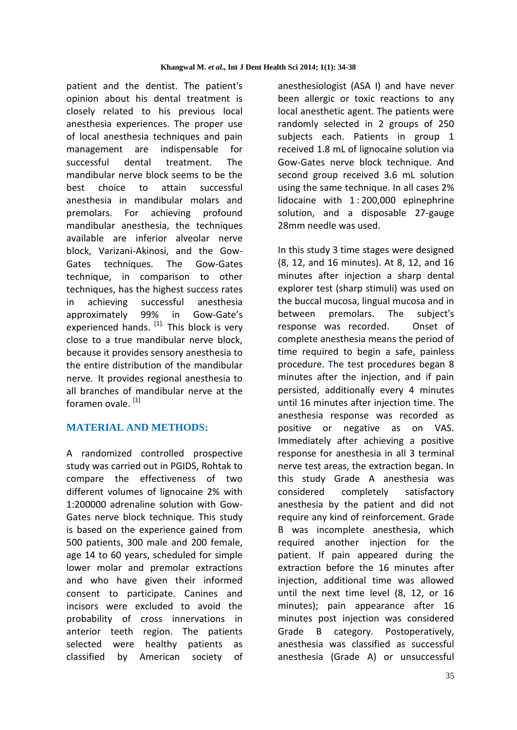patient and the dentist. The patient's opinion about his dental treatment is closely related to his previous local anesthesia experiences. The proper use of local anesthesia techniques and pain management are indispensable for successful dental treatment. The mandibular nerve block seems to be the best choice to attain successful anesthesia in mandibular molars and premolars. For achieving profound mandibular anesthesia, the techniques available are inferior alveolar nerve block, Varizani-Akinosi, and the Gow-Gates techniques. The Gow-Gates technique, in comparison to other techniques, has the highest success rates in achieving successful anesthesia approximately 99% in Gow-Gate's experienced hands. [1]. This block is very close to a true mandibular nerve block, because it provides sensory anesthesia to the entire distribution of the mandibular nerve. It provides regional anesthesia to all branches of mandibular nerve at the foramen ovale. [1]

## MATERIAL AND METHODS:

A randomized controlled prospective study was carried out in PGIDS, Rohtak to compare the effectiveness of two different volumes of lignocaine 2% with 1:200000 adrenaline solution with Gow-Gates nerve block technique. This study is based on the experience gained from 500 patients, 300 male and 200 female, age 14 to 60 years, scheduled for simple lower molar and premolar extractions and who have given their informed consent to participate. Canines and incisors were excluded to avoid the probability of cross innervations in anterior teeth region. The patients selected were healthy patients as classified by American society of anesthesiologist (ASA I) and have never been allergic or toxic reactions to any local anesthetic agent. The patients were randomly selected in 2 groups of 250 subjects each. Patients in group 1 received 1.8 mL of lignocaine solution via Gow-Gates nerve block technique. And second group received 3.6 mL solution using the same technique. In all cases 2% lidocaine with 1 : 200,000 epinephrine solution, and a disposable 27-gauge 28mm needle was used.

In this study 3 time stages were designed (8, 12, and 16 minutes). At 8, 12, and 16 minutes after injection a sharp dental explorer test (sharp stimuli) was used on the buccal mucosa, lingual mucosa and in between premolars. The subject's response was recorded. Onset of complete anesthesia means the period of time required to begin a safe, painless procedure. The test procedures began 8 minutes after the injection, and if pain persisted, additionally every 4 minutes until 16 minutes after injection time. The anesthesia response was recorded as positive or negative as on VAS. Immediately after achieving a positive response for anesthesia in all 3 terminal nerve test areas, the extraction began. In this study Grade A anesthesia was considered completely satisfactory anesthesia by the patient and did not require any kind of reinforcement. Grade B was incomplete anesthesia, which required another injection for the patient. If pain appeared during the extraction before the 16 minutes after injection, additional time was allowed until the next time level (8, 12, or 16 minutes); pain appearance after 16 minutes post injection was considered Grade B category. Postoperatively, anesthesia was classified as successful anesthesia (Grade A) or unsuccessful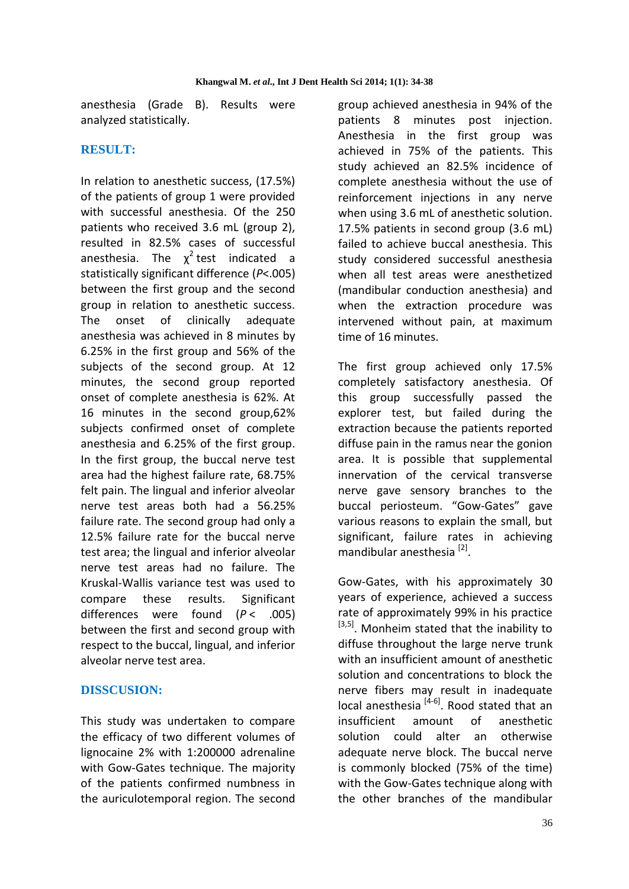anesthesia (Grade B). Results were analyzed statistically.

## RESULT:

In relation to anesthetic success, (17.5%) of the patients of group 1 were provided with successful anesthesia. Of the 250 patients who received 3.6 mL (group 2), resulted in 82.5% cases of successful anesthesia. The $\chi^2$ test indicated a statistically significant difference (*P*<.005) between the first group and the second group in relation to anesthetic success. The onset of clinically adequate anesthesia was achieved in 8 minutes by 6.25% in the first group and 56% of the subjects of the second group. At 12 minutes, the second group reported onset of complete anesthesia is 62%. At 16 minutes in the second group,62% subjects confirmed onset of complete anesthesia and 6.25% of the first group. In the first group, the buccal nerve test area had the highest failure rate, 68.75% felt pain. The lingual and inferior alveolar nerve test areas both had a 56.25% failure rate. The second group had only a 12.5% failure rate for the buccal nerve test area; the lingual and inferior alveolar nerve test areas had no failure. The Kruskal-Wallis variance test was used to compare these results. Significant differences were found (*P* < .005) between the first and second group with respect to the buccal, lingual, and inferior alveolar nerve test area.

## DISSCUSION:

This study was undertaken to compare the efficacy of two different volumes of lignocaine 2% with 1:200000 adrenaline with Gow-Gates technique. The majority of the patients confirmed numbness in the auriculotemporal region. The second group achieved anesthesia in 94% of the patients 8 minutes post injection. Anesthesia in the first group was achieved in 75% of the patients. This study achieved an 82.5% incidence of complete anesthesia without the use of reinforcement injections in any nerve when using 3.6 mL of anesthetic solution. 17.5% patients in second group (3.6 mL) failed to achieve buccal anesthesia. This study considered successful anesthesia when all test areas were anesthetized (mandibular conduction anesthesia) and when the extraction procedure was intervened without pain, at maximum time of 16 minutes.

The first group achieved only 17.5% completely satisfactory anesthesia. Of this group successfully passed the explorer test, but failed during the extraction because the patients reported diffuse pain in the ramus near the gonion area. It is possible that supplemental innervation of the cervical transverse nerve gave sensory branches to the buccal periosteum. "Gow-Gates" gave various reasons to explain the small, but significant, failure rates in achieving mandibular anesthesia [2].

Gow-Gates, with his approximately 30 years of experience, achieved a success rate of approximately 99% in his practice [3,5]. Monheim stated that the inability to diffuse throughout the large nerve trunk with an insufficient amount of anesthetic solution and concentrations to block the nerve fibers may result in inadequate local anesthesia [4-6]. Rood stated that an insufficient amount of anesthetic solution could alter an otherwise adequate nerve block. The buccal nerve is commonly blocked (75% of the time) with the Gow-Gates technique along with the other branches of the mandibular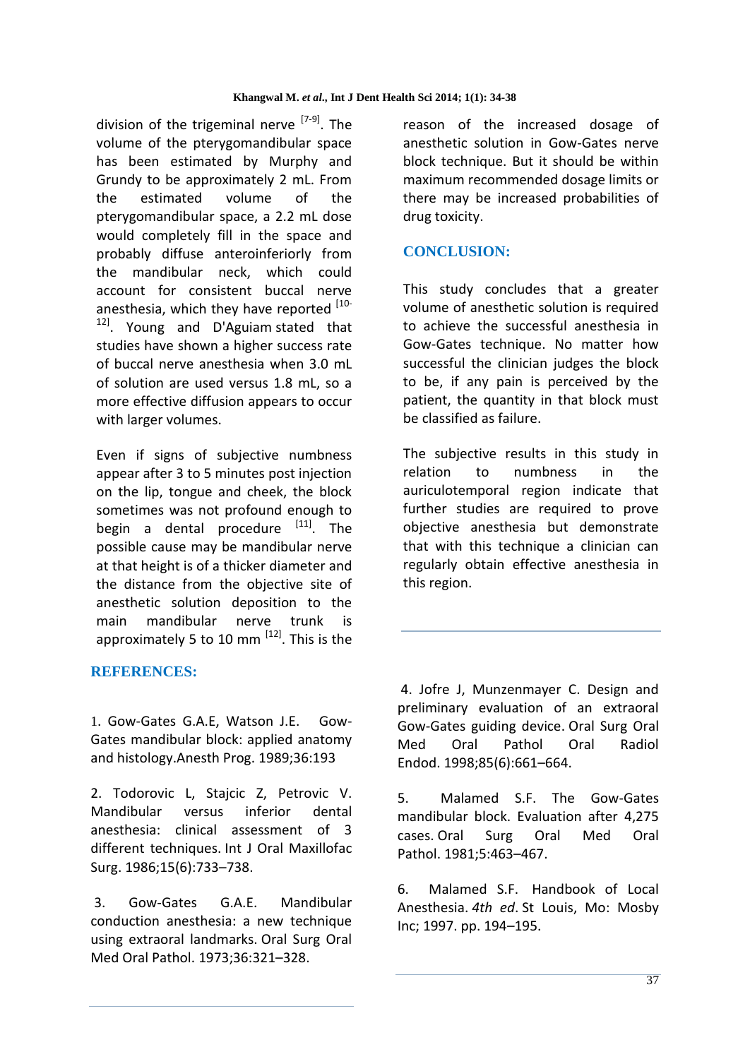division of the trigeminal nerve [7-9]. The volume of the pterygomandibular space has been estimated by Murphy and Grundy to be approximately 2 mL. From the estimated volume of the pterygomandibular space, a 2.2 mL dose would completely fill in the space and probably diffuse anteroinferiorly from the mandibular neck, which could account for consistent buccal nerve anesthesia, which they have reported [10-12]. Young and D'Aguiam stated that studies have shown a higher success rate of buccal nerve anesthesia when 3.0 mL of solution are used versus 1.8 mL, so a more effective diffusion appears to occur with larger volumes.

Even if signs of subjective numbness appear after 3 to 5 minutes post injection on the lip, tongue and cheek, the block sometimes was not profound enough to begin a dental procedure [11]. The possible cause may be mandibular nerve at that height is of a thicker diameter and the distance from the objective site of anesthetic solution deposition to the main mandibular nerve trunk is approximately 5 to 10 mm [12]. This is the reason of the increased dosage of anesthetic solution in Gow-Gates nerve block technique. But it should be within maximum recommended dosage limits or there may be increased probabilities of drug toxicity.

## CONCLUSION:

This study concludes that a greater volume of anesthetic solution is required to achieve the successful anesthesia in Gow-Gates technique. No matter how successful the clinician judges the block to be, if any pain is perceived by the patient, the quantity in that block must be classified as failure.

The subjective results in this study in relation to numbness in the auriculotemporal region indicate that further studies are required to prove objective anesthesia but demonstrate that with this technique a clinician can regularly obtain effective anesthesia in this region.

## REFERENCES:

1. Gow-Gates G.A.E, Watson J.E. Gow-Gates mandibular block: applied anatomy and histology.Anesth Prog. 1989;36:193

2. Todorovic L, Stajcic Z, Petrovic V. Mandibular versus inferior dental anesthesia: clinical assessment of 3 different techniques. Int J Oral Maxillofac Surg. 1986;15(6):733–738.

3. Gow-Gates G.A.E. Mandibular conduction anesthesia: a new technique using extraoral landmarks. Oral Surg Oral Med Oral Pathol. 1973;36:321–328.

4. Jofre J, Munzenmayer C. Design and preliminary evaluation of an extraoral Gow-Gates guiding device. Oral Surg Oral Med Oral Pathol Oral Radiol Endod. 1998;85(6):661–664.

5. Malamed S.F. The Gow-Gates mandibular block. Evaluation after 4,275 cases. Oral Surg Oral Med Oral Pathol. 1981;5:463–467.

6. Malamed S.F. Handbook of Local Anesthesia. *4th ed*. St Louis, Mo: Mosby Inc; 1997. pp. 194–195.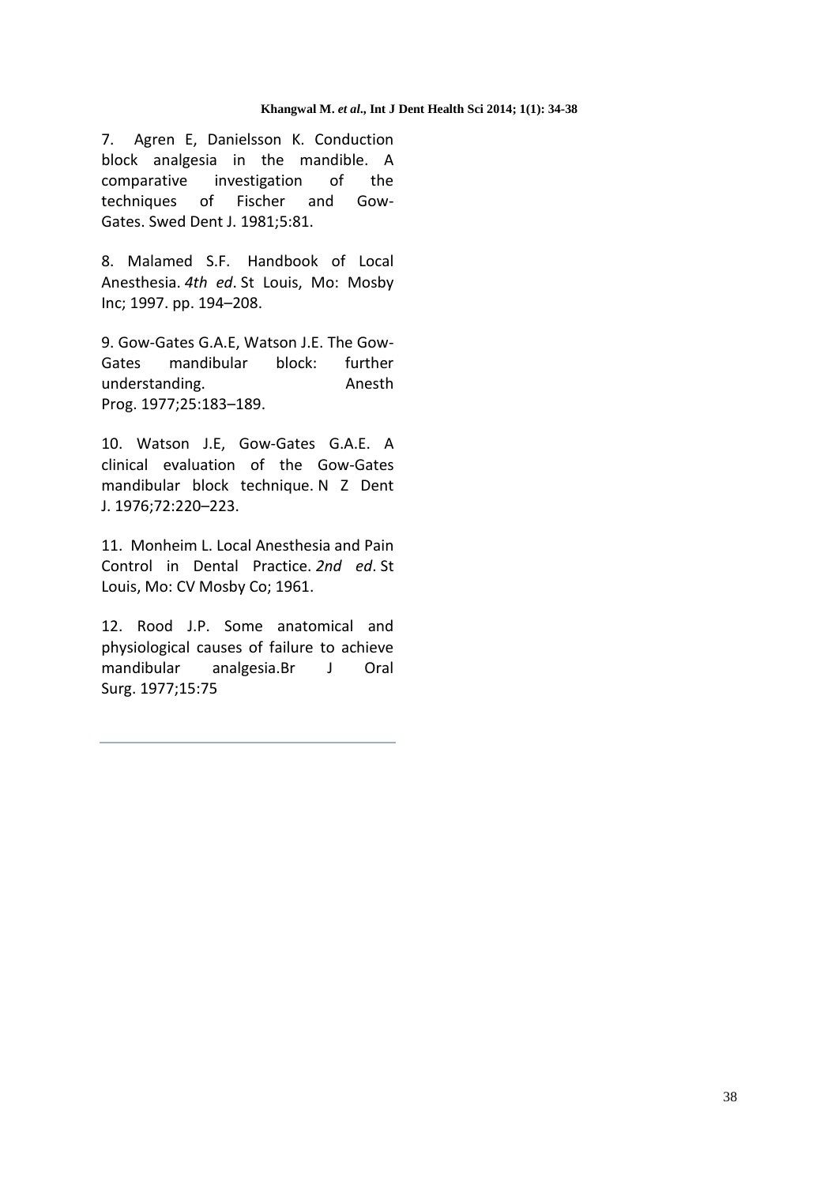7. Agren E, Danielsson K. Conduction block analgesia in the mandible. A comparative investigation of the techniques of Fischer and Gow-Gates. Swed Dent J. 1981;5:81.

8. Malamed S.F. Handbook of Local Anesthesia. *4th ed*. St Louis, Mo: Mosby Inc; 1997. pp. 194–208.

9. Gow-Gates G.A.E, Watson J.E. The Gow-Gates mandibular block: further understanding. Anesth Prog. 1977;25:183–189.

10. Watson J.E, Gow-Gates G.A.E. A clinical evaluation of the Gow-Gates mandibular block technique. N Z Dent J. 1976;72:220–223.

11. Monheim L. Local Anesthesia and Pain Control in Dental Practice. *2nd ed*. St Louis, Mo: CV Mosby Co; 1961.

12. Rood J.P. Some anatomical and physiological causes of failure to achieve mandibular analgesia.Br J Oral Surg. 1977;15:75